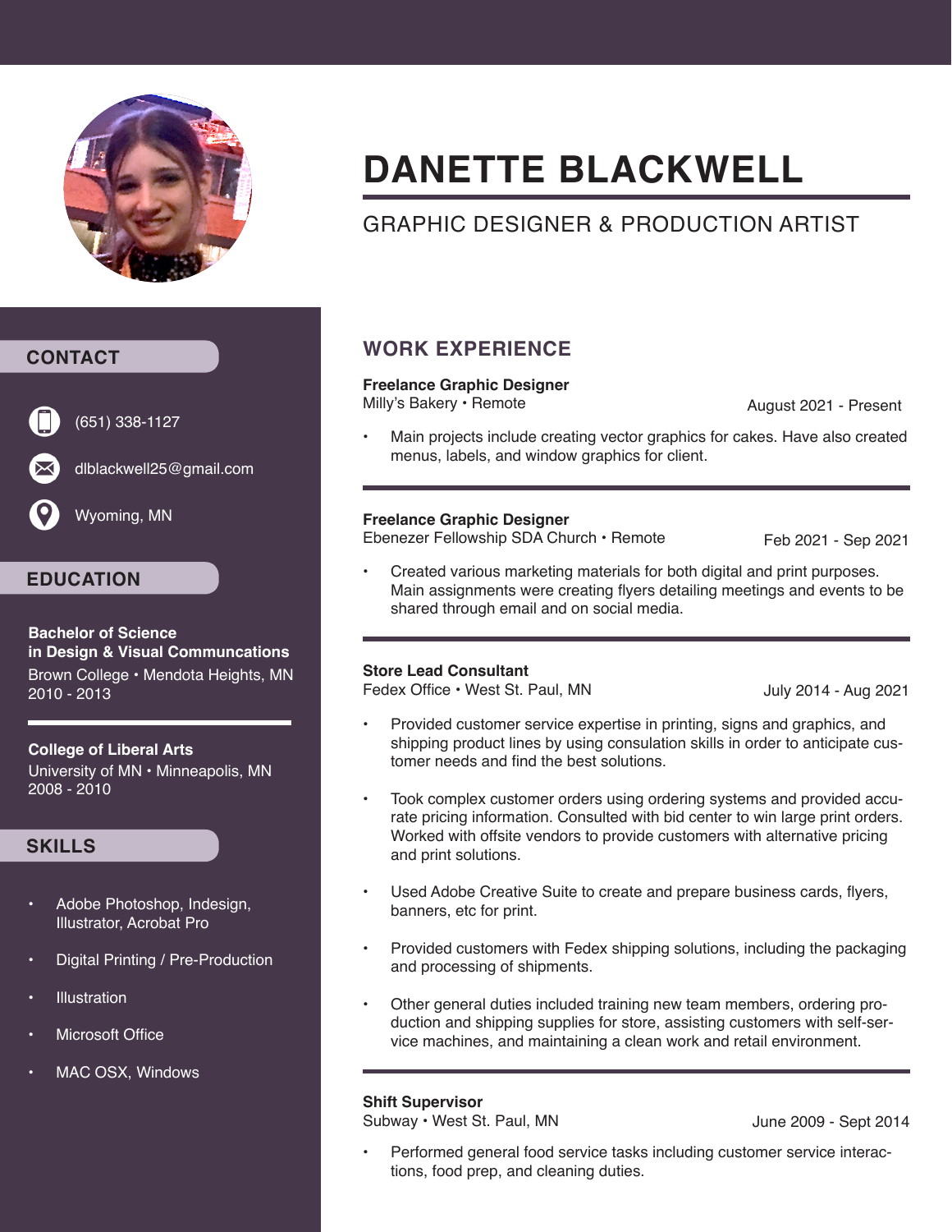# DANETTE BLACKWELL

GRAPHIC DESIGNER & PRODUCTION ARTIST

## CONTACT

(651) 338-1127

dlblackwell25@gmail.com

Wyoming, MN

## EDUCATION

**Bachelor of Science in Design & Visual Communcations**
Brown College • Mendota Heights, MN
2010 - 2013

**College of Liberal Arts**
University of MN • Minneapolis, MN
2008 - 2010

## SKILLS

- Adobe Photoshop, Indesign, Illustrator, Acrobat Pro
- Digital Printing / Pre-Production
- Illustration
- Microsoft Office
- MAC OSX, Windows

## WORK EXPERIENCE

**Freelance Graphic Designer**
Milly's Bakery • Remote — August 2021 - Present

- Main projects include creating vector graphics for cakes. Have also created menus, labels, and window graphics for client.

**Freelance Graphic Designer**
Ebenezer Fellowship SDA Church • Remote — Feb 2021 - Sep 2021

- Created various marketing materials for both digital and print purposes. Main assignments were creating flyers detailing meetings and events to be shared through email and on social media.

**Store Lead Consultant**
Fedex Office • West St. Paul, MN — July 2014 - Aug 2021

- Provided customer service expertise in printing, signs and graphics, and shipping product lines by using consulation skills in order to anticipate customer needs and find the best solutions.
- Took complex customer orders using ordering systems and provided accurate pricing information. Consulted with bid center to win large print orders. Worked with offsite vendors to provide customers with alternative pricing and print solutions.
- Used Adobe Creative Suite to create and prepare business cards, flyers, banners, etc for print.
- Provided customers with Fedex shipping solutions, including the packaging and processing of shipments.
- Other general duties included training new team members, ordering production and shipping supplies for store, assisting customers with self-service machines, and maintaining a clean work and retail environment.

**Shift Supervisor**
Subway • West St. Paul, MN — June 2009 - Sept 2014

- Performed general food service tasks including customer service interactions, food prep, and cleaning duties.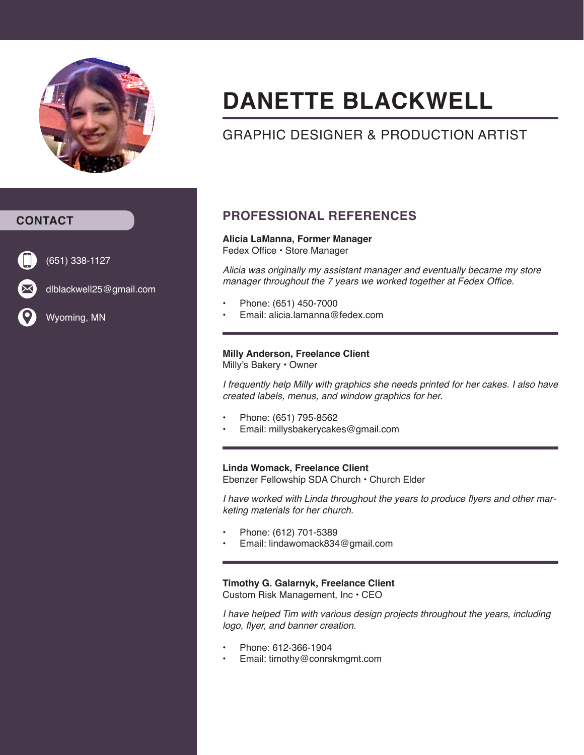# DANETTE BLACKWELL

GRAPHIC DESIGNER & PRODUCTION ARTIST

## CONTACT

(651) 338-1127

dlblackwell25@gmail.com

Wyoming, MN

## PROFESSIONAL REFERENCES

**Alicia LaManna, Former Manager**
Fedex Office • Store Manager

*Alicia was originally my assistant manager and eventually became my store manager throughout the 7 years we worked together at Fedex Office.*

- Phone: (651) 450-7000
- Email: alicia.lamanna@fedex.com

---

**Milly Anderson, Freelance Client**
Milly's Bakery • Owner

*I frequently help Milly with graphics she needs printed for her cakes. I also have created labels, menus, and window graphics for her.*

- Phone: (651) 795-8562
- Email: millysbakerycakes@gmail.com

---

**Linda Womack, Freelance Client**
Ebenzer Fellowship SDA Church • Church Elder

*I have worked with Linda throughout the years to produce flyers and other marketing materials for her church.*

- Phone: (612) 701-5389
- Email: lindawomack834@gmail.com

---

**Timothy G. Galarnyk, Freelance Client**
Custom Risk Management, Inc • CEO

*I have helped Tim with various design projects throughout the years, including logo, flyer, and banner creation.*

- Phone: 612-366-1904
- Email: timothy@conrskmgmt.com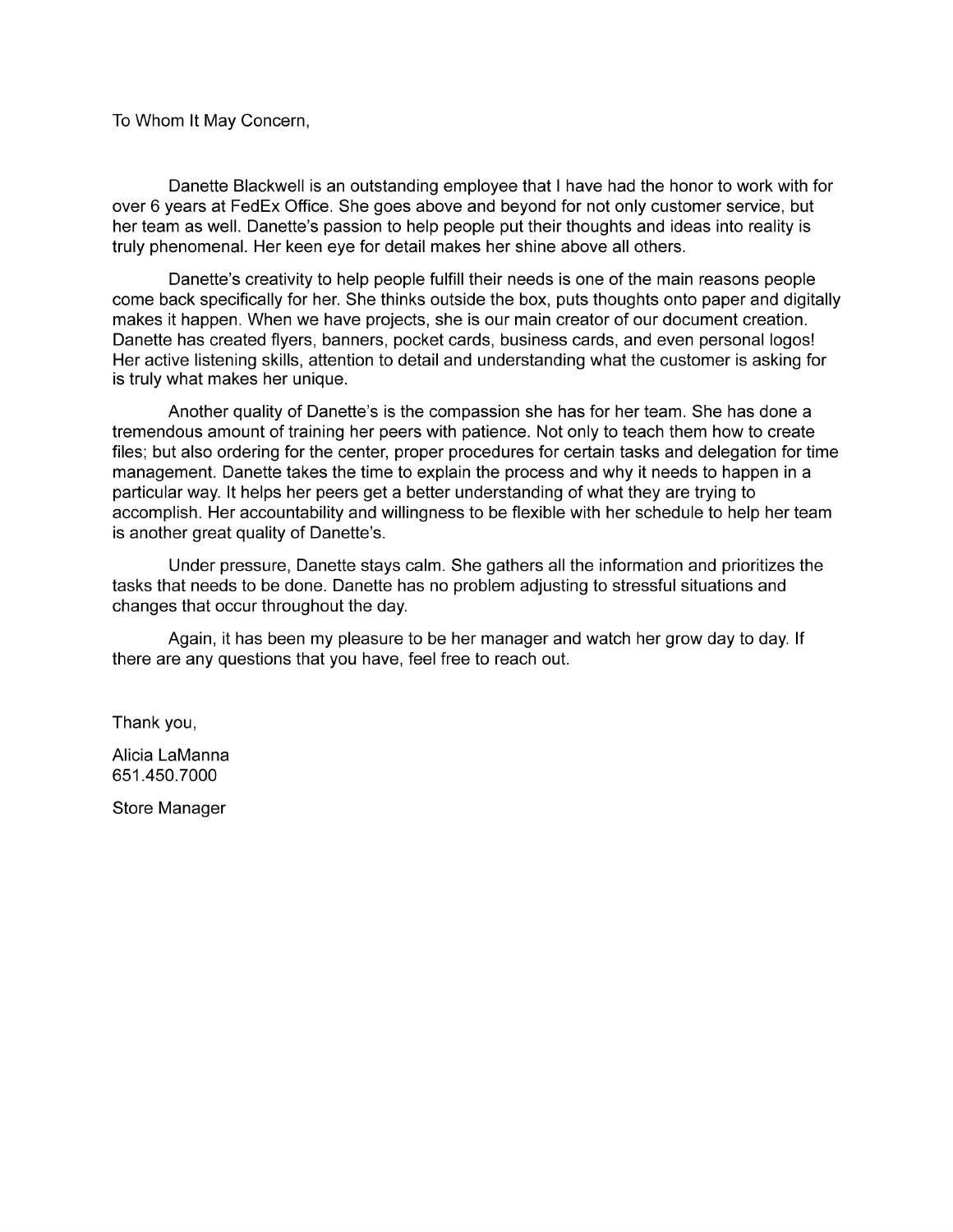To Whom It May Concern,

Danette Blackwell is an outstanding employee that I have had the honor to work with for over 6 years at FedEx Office. She goes above and beyond for not only customer service, but her team as well. Danette's passion to help people put their thoughts and ideas into reality is truly phenomenal. Her keen eye for detail makes her shine above all others.

Danette's creativity to help people fulfill their needs is one of the main reasons people come back specifically for her. She thinks outside the box, puts thoughts onto paper and digitally makes it happen. When we have projects, she is our main creator of our document creation. Danette has created flyers, banners, pocket cards, business cards, and even personal logos! Her active listening skills, attention to detail and understanding what the customer is asking for is truly what makes her unique.

Another quality of Danette's is the compassion she has for her team. She has done a tremendous amount of training her peers with patience. Not only to teach them how to create files; but also ordering for the center, proper procedures for certain tasks and delegation for time management. Danette takes the time to explain the process and why it needs to happen in a particular way. It helps her peers get a better understanding of what they are trying to accomplish. Her accountability and willingness to be flexible with her schedule to help her team is another great quality of Danette's.

Under pressure, Danette stays calm. She gathers all the information and prioritizes the tasks that needs to be done. Danette has no problem adjusting to stressful situations and changes that occur throughout the day.

Again, it has been my pleasure to be her manager and watch her grow day to day. If there are any questions that you have, feel free to reach out.

Thank you,

Alicia LaManna
651.450.7000

Store Manager